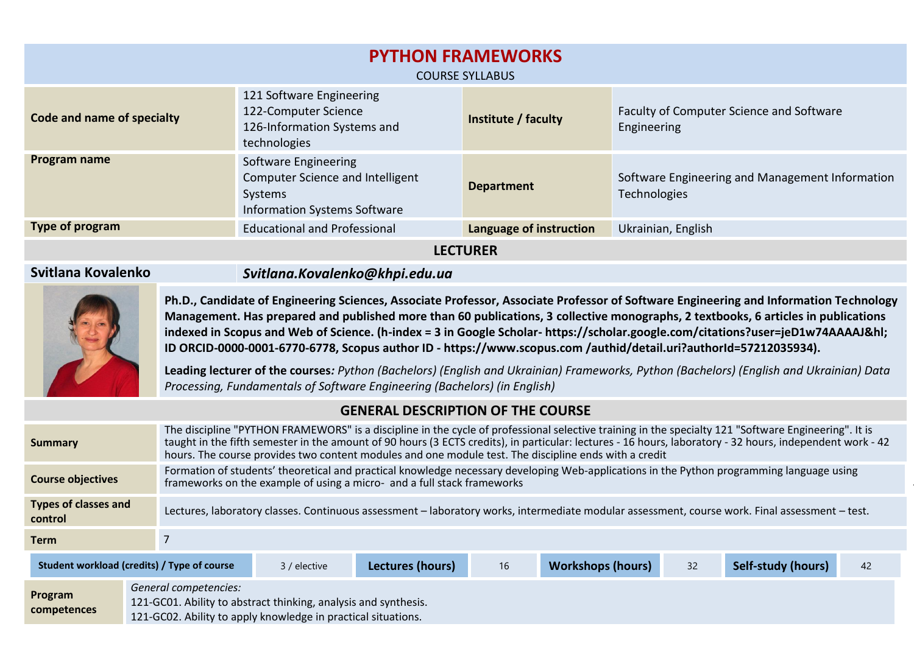# PYTHON FRAMEWORKS

COURSE SYLLABUS

| | | | |
|---|---|---|---|
| **Code and name of specialty** | 121 Software Engineering<br>122-Computer Science<br>126-Information Systems and technologies | **Institute / faculty** | Faculty of Computer Science and Software Engineering |
| **Program name** | Software Engineering<br>Computer Science and Intelligent Systems<br>Information Systems Software | **Department** | Software Engineering and Management Information Technologies |
| **Type of program** | Educational and Professional | **Language of instruction** | Ukrainian, English |

## LECTURER

**Svitlana Kovalenko** ***Svitlana.Kovalenko@khpi.edu.ua***

**Ph.D., Candidate of Engineering Sciences, Associate Professor, Associate Professor of Software Engineering and Information Technology Management. Has prepared and published more than 60 publications, 3 collective monographs, 2 textbooks, 6 articles in publications indexed in Scopus and Web of Science. (h-index = 3 in Google Scholar- https://scholar.google.com/citations?user=jeD1w74AAAAJ&hl; ID ORCID-0000-0001-6770-6778, Scopus author ID - https://www.scopus.com /authid/detail.uri?authorId=57212035934).**

**Leading lecturer of the courses***: Python (Bachelors) (English and Ukrainian) Frameworks, Python (Bachelors) (English and Ukrainian) Data Processing, Fundamentals of Software Engineering (Bachelors) (in English)*

## GENERAL DESCRIPTION OF THE COURSE

| | |
|---|---|
| **Summary** | The discipline "PYTHON FRAMEWORS" is a discipline in the cycle of professional selective training in the specialty 121 "Software Engineering". It is taught in the fifth semester in the amount of 90 hours (3 ECTS credits), in particular: lectures - 16 hours, laboratory - 32 hours, independent work - 42 hours. The course provides two content modules and one module test. The discipline ends with a credit |
| **Course objectives** | Formation of students' theoretical and practical knowledge necessary developing Web-applications in the Python programming language using frameworks on the example of using a micro- and a full stack frameworks |
| **Types of classes and control** | Lectures, laboratory classes. Continuous assessment – laboratory works, intermediate modular assessment, course work. Final assessment – test. |
| **Term** | 7 |

| **Student workload (credits) / Type of course** | 3 / elective | **Lectures (hours)** | 16 | **Workshops (hours)** | 32 | **Self-study (hours)** | 42 |
|---|---|---|---|---|---|---|---|

| | |
|---|---|
| **Program competences** | *General competencies:*<br>121-GC01. Ability to abstract thinking, analysis and synthesis.<br>121-GC02. Ability to apply knowledge in practical situations. |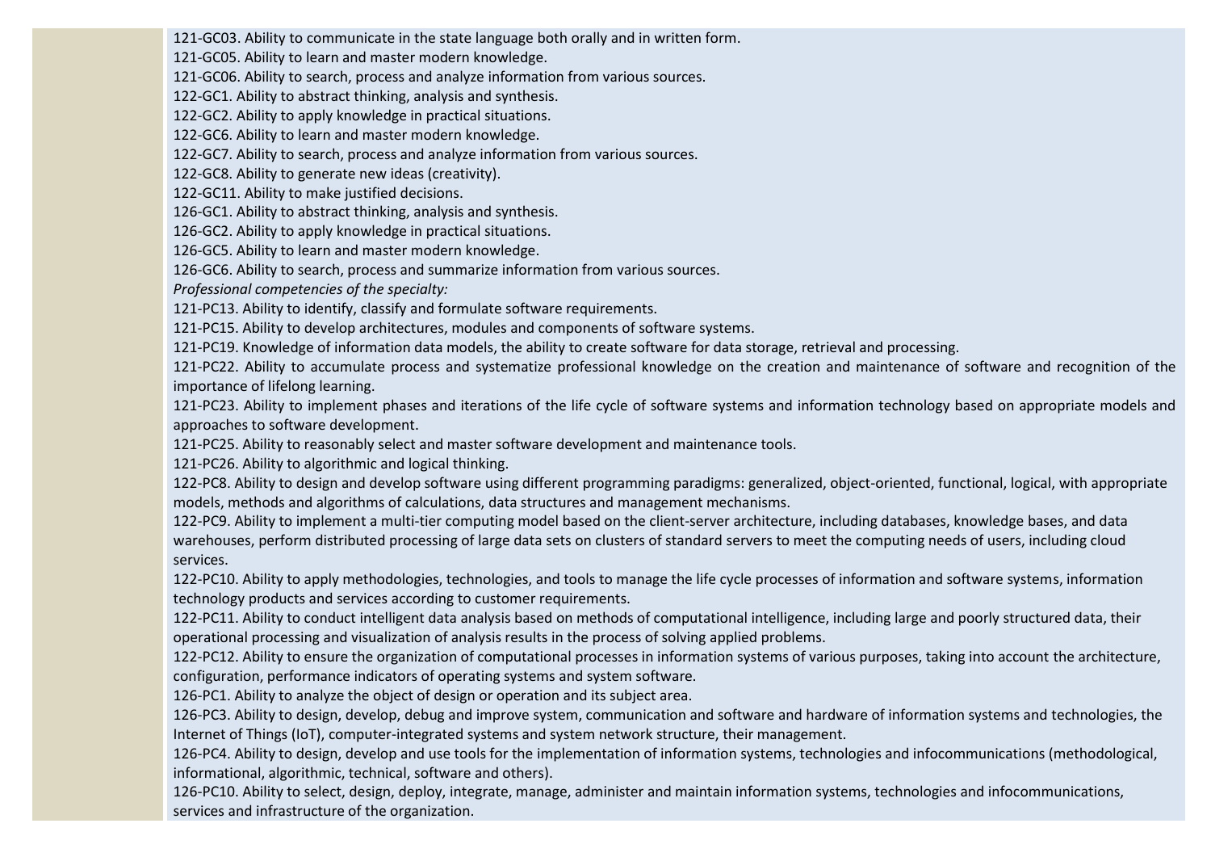| | |
|---|---|
| | 121-GC03. Ability to communicate in the state language both orally and in written form.<br>121-GC05. Ability to learn and master modern knowledge.<br>121-GC06. Ability to search, process and analyze information from various sources.<br>122-GC1. Ability to abstract thinking, analysis and synthesis.<br>122-GC2. Ability to apply knowledge in practical situations.<br>122-GC6. Ability to learn and master modern knowledge.<br>122-GC7. Ability to search, process and analyze information from various sources.<br>122-GC8. Ability to generate new ideas (creativity).<br>122-GC11. Ability to make justified decisions.<br>126-GC1. Ability to abstract thinking, analysis and synthesis.<br>126-GC2. Ability to apply knowledge in practical situations.<br>126-GC5. Ability to learn and master modern knowledge.<br>126-GC6. Ability to search, process and summarize information from various sources.<br>*Professional competencies of the specialty:*<br>121-PC13. Ability to identify, classify and formulate software requirements.<br>121-PC15. Ability to develop architectures, modules and components of software systems.<br>121-PC19. Knowledge of information data models, the ability to create software for data storage, retrieval and processing.<br>121-PC22. Ability to accumulate process and systematize professional knowledge on the creation and maintenance of software and recognition of the importance of lifelong learning.<br>121-PC23. Ability to implement phases and iterations of the life cycle of software systems and information technology based on appropriate models and approaches to software development.<br>121-PC25. Ability to reasonably select and master software development and maintenance tools.<br>121-PC26. Ability to algorithmic and logical thinking.<br>122-PC8. Ability to design and develop software using different programming paradigms: generalized, object-oriented, functional, logical, with appropriate models, methods and algorithms of calculations, data structures and management mechanisms.<br>122-PC9. Ability to implement a multi-tier computing model based on the client-server architecture, including databases, knowledge bases, and data warehouses, perform distributed processing of large data sets on clusters of standard servers to meet the computing needs of users, including cloud services.<br>122-PC10. Ability to apply methodologies, technologies, and tools to manage the life cycle processes of information and software systems, information technology products and services according to customer requirements.<br>122-PC11. Ability to conduct intelligent data analysis based on methods of computational intelligence, including large and poorly structured data, their operational processing and visualization of analysis results in the process of solving applied problems.<br>122-PC12. Ability to ensure the organization of computational processes in information systems of various purposes, taking into account the architecture, configuration, performance indicators of operating systems and system software.<br>126-PC1. Ability to analyze the object of design or operation and its subject area.<br>126-PC3. Ability to design, develop, debug and improve system, communication and software and hardware of information systems and technologies, the Internet of Things (IoT), computer-integrated systems and system network structure, their management.<br>126-PC4. Ability to design, develop and use tools for the implementation of information systems, technologies and infocommunications (methodological, informational, algorithmic, technical, software and others).<br>126-PC10. Ability to select, design, deploy, integrate, manage, administer and maintain information systems, technologies and infocommunications, services and infrastructure of the organization. |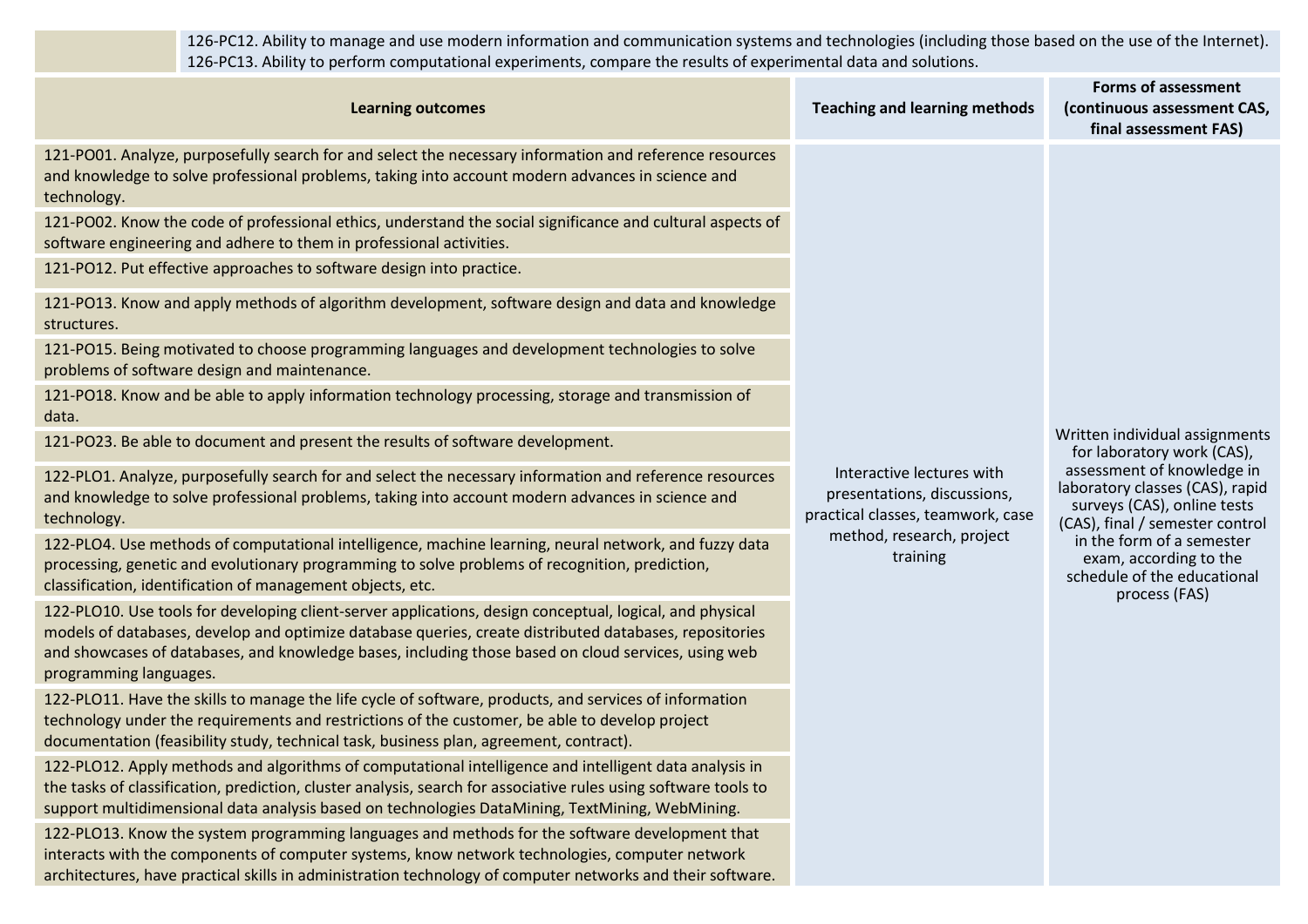| | |
|---|---|
| | 126-PC12. Ability to manage and use modern information and communication systems and technologies (including those based on the use of the Internet).<br>126-PC13. Ability to perform computational experiments, compare the results of experimental data and solutions. |

| Learning outcomes | Teaching and learning methods | Forms of assessment (continuous assessment CAS, final assessment FAS) |
|---|---|---|
| 121-PO01. Analyze, purposefully search for and select the necessary information and reference resources and knowledge to solve professional problems, taking into account modern advances in science and technology. | Interactive lectures with presentations, discussions, practical classes, teamwork, case method, research, project training | Written individual assignments for laboratory work (CAS), assessment of knowledge in laboratory classes (CAS), rapid surveys (CAS), online tests (CAS), final / semester control in the form of a semester exam, according to the schedule of the educational process (FAS) |
| 121-PO02. Know the code of professional ethics, understand the social significance and cultural aspects of software engineering and adhere to them in professional activities. | | |
| 121-PO12. Put effective approaches to software design into practice. | | |
| 121-PO13. Know and apply methods of algorithm development, software design and data and knowledge structures. | | |
| 121-PO15. Being motivated to choose programming languages and development technologies to solve problems of software design and maintenance. | | |
| 121-PO18. Know and be able to apply information technology processing, storage and transmission of data. | | |
| 121-PO23. Be able to document and present the results of software development. | | |
| 122-PLO1. Analyze, purposefully search for and select the necessary information and reference resources and knowledge to solve professional problems, taking into account modern advances in science and technology. | | |
| 122-PLO4. Use methods of computational intelligence, machine learning, neural network, and fuzzy data processing, genetic and evolutionary programming to solve problems of recognition, prediction, classification, identification of management objects, etc. | | |
| 122-PLO10. Use tools for developing client-server applications, design conceptual, logical, and physical models of databases, develop and optimize database queries, create distributed databases, repositories and showcases of databases, and knowledge bases, including those based on cloud services, using web programming languages. | | |
| 122-PLO11. Have the skills to manage the life cycle of software, products, and services of information technology under the requirements and restrictions of the customer, be able to develop project documentation (feasibility study, technical task, business plan, agreement, contract). | | |
| 122-PLO12. Apply methods and algorithms of computational intelligence and intelligent data analysis in the tasks of classification, prediction, cluster analysis, search for associative rules using software tools to support multidimensional data analysis based on technologies DataMining, TextMining, WebMining. | | |
| 122-PLO13. Know the system programming languages and methods for the software development that interacts with the components of computer systems, know network technologies, computer network architectures, have practical skills in administration technology of computer networks and their software. | | |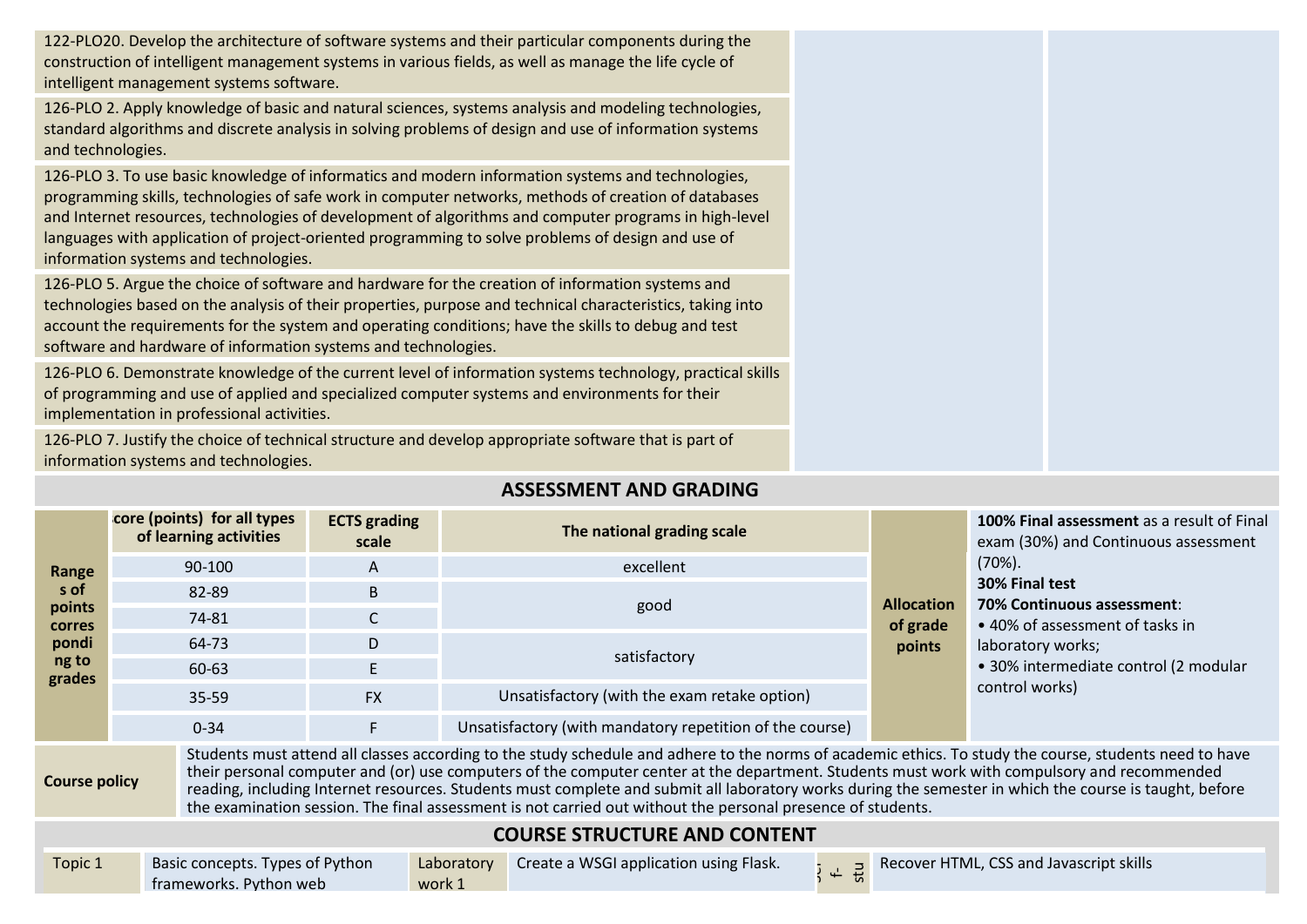| | | |
|---|---|---|
| 122-PLO20. Develop the architecture of software systems and their particular components during the construction of intelligent management systems in various fields, as well as manage the life cycle of intelligent management systems software. | | |
| 126-PLO 2. Apply knowledge of basic and natural sciences, systems analysis and modeling technologies, standard algorithms and discrete analysis in solving problems of design and use of information systems and technologies. | | |
| 126-PLO 3. To use basic knowledge of informatics and modern information systems and technologies, programming skills, technologies of safe work in computer networks, methods of creation of databases and Internet resources, technologies of development of algorithms and computer programs in high-level languages with application of project-oriented programming to solve problems of design and use of information systems and technologies. | | |
| 126-PLO 5. Argue the choice of software and hardware for the creation of information systems and technologies based on the analysis of their properties, purpose and technical characteristics, taking into account the requirements for the system and operating conditions; have the skills to debug and test software and hardware of information systems and technologies. | | |
| 126-PLO 6. Demonstrate knowledge of the current level of information systems technology, practical skills of programming and use of applied and specialized computer systems and environments for their implementation in professional activities. | | |
| 126-PLO 7. Justify the choice of technical structure and develop appropriate software that is part of information systems and technologies. | | |

## ASSESSMENT AND GRADING

| Ranges of points corresponding to grades | Score (points) for all types of learning activities | ECTS grading scale | The national grading scale | Allocation of grade points | |
|---|---|---|---|---|---|
| | 90-100 | A | excellent | | **100% Final assessment** as a result of Final exam (30%) and Continuous assessment (70%).<br>**30% Final test**<br>**70% Continuous assessment**:<br>• 40% of assessment of tasks in laboratory works;<br>• 30% intermediate control (2 modular control works) |
| | 82-89 | B | good | | |
| | 74-81 | C | | | |
| | 64-73 | D | satisfactory | | |
| | 60-63 | E | | | |
| | 35-59 | FX | Unsatisfactory (with the exam retake option) | | |
| | 0-34 | F | Unsatisfactory (with mandatory repetition of the course) | | |

| | |
|---|---|
| **Course policy** | Students must attend all classes according to the study schedule and adhere to the norms of academic ethics. To study the course, students need to have their personal computer and (or) use computers of the computer center at the department. Students must work with compulsory and recommended reading, including Internet resources. Students must complete and submit all laboratory works during the semester in which the course is taught, before the examination session. The final assessment is not carried out without the personal presence of students. |

## COURSE STRUCTURE AND CONTENT

| | | | | | |
|---|---|---|---|---|---|
| Topic 1 | Basic concepts. Types of Python frameworks. Python web | Laboratory work 1 | Create a WSGI application using Flask. | | Recover HTML, CSS and Javascript skills |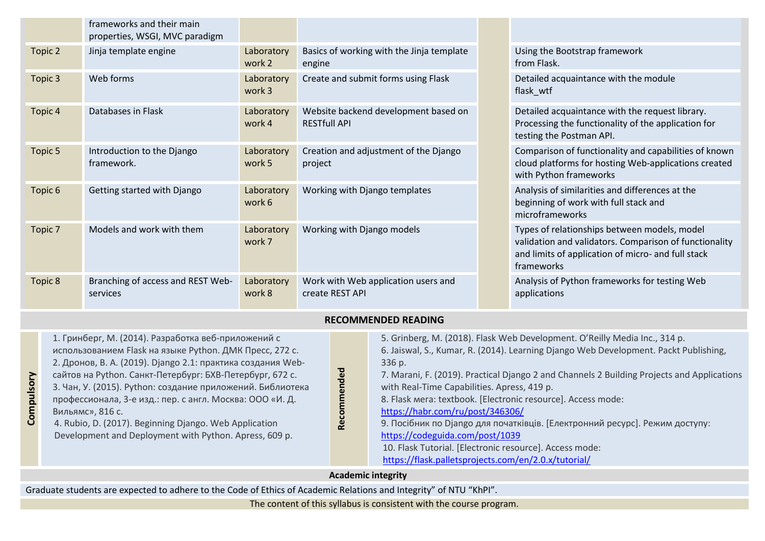| | | | | | |
|---|---|---|---|---|---|
| | frameworks and their main properties, WSGI, MVC paradigm | | | | |
| Topic 2 | Jinja template engine | Laboratory work 2 | Basics of working with the Jinja template engine | | Using the Bootstrap framework from Flask. |
| Topic 3 | Web forms | Laboratory work 3 | Create and submit forms using Flask | | Detailed acquaintance with the module flask_wtf |
| Topic 4 | Databases in Flask | Laboratory work 4 | Website backend development based on RESTfull API | | Detailed acquaintance with the request library. Processing the functionality of the application for testing the Postman API. |
| Topic 5 | Introduction to the Django framework. | Laboratory work 5 | Creation and adjustment of the Django project | | Comparison of functionality and capabilities of known cloud platforms for hosting Web-applications created with Python frameworks |
| Topic 6 | Getting started with Django | Laboratory work 6 | Working with Django templates | | Analysis of similarities and differences at the beginning of work with full stack and microframeworks |
| Topic 7 | Models and work with them | Laboratory work 7 | Working with Django models | | Types of relationships between models, model validation and validators. Comparison of functionality and limits of application of micro- and full stack frameworks |
| Topic 8 | Branching of access and REST Web-services | Laboratory work 8 | Work with Web application users and create REST API | | Analysis of Python frameworks for testing Web applications |

## RECOMMENDED READING

**Compulsory**

1. Гринберг, М. (2014). Разработка веб-приложений с использованием Flask на языке Python. ДМК Пресс, 272 с.
2. Дронов, В. А. (2019). Django 2.1: практика создания Web-сайтов на Python. Санкт-Петербург: БХВ-Петербург, 672 с.
3. Чан, У. (2015). Python: создание приложений. Библиотека профессионала, 3-е изд.: пер. с англ. Москва: ООО «И. Д. Вильямс», 816 с.
4. Rubio, D. (2017). Beginning Django. Web Application Development and Deployment with Python. Apress, 609 p.

**Recommended**

5. Grinberg, M. (2018). Flask Web Development. O'Reilly Media Inc., 314 p.
6. Jaiswal, S., Kumar, R. (2014). Learning Django Web Development. Packt Publishing, 336 p.
7. Marani, F. (2019). Practical Django 2 and Channels 2 Building Projects and Applications with Real-Time Capabilities. Apress, 419 p.
8. Flask мега: textbook. [Electronic resource]. Access mode: https://habr.com/ru/post/346306/
9. Посібник по Django для початківців. [Електронний ресурс]. Режим доступу: https://codeguida.com/post/1039
10. Flask Tutorial. [Electronic resource]. Access mode: https://flask.palletsprojects.com/en/2.0.x/tutorial/

**Academic integrity**

Graduate students are expected to adhere to the Code of Ethics of Academic Relations and Integrity" of NTU "KhPI".

The content of this syllabus is consistent with the course program.